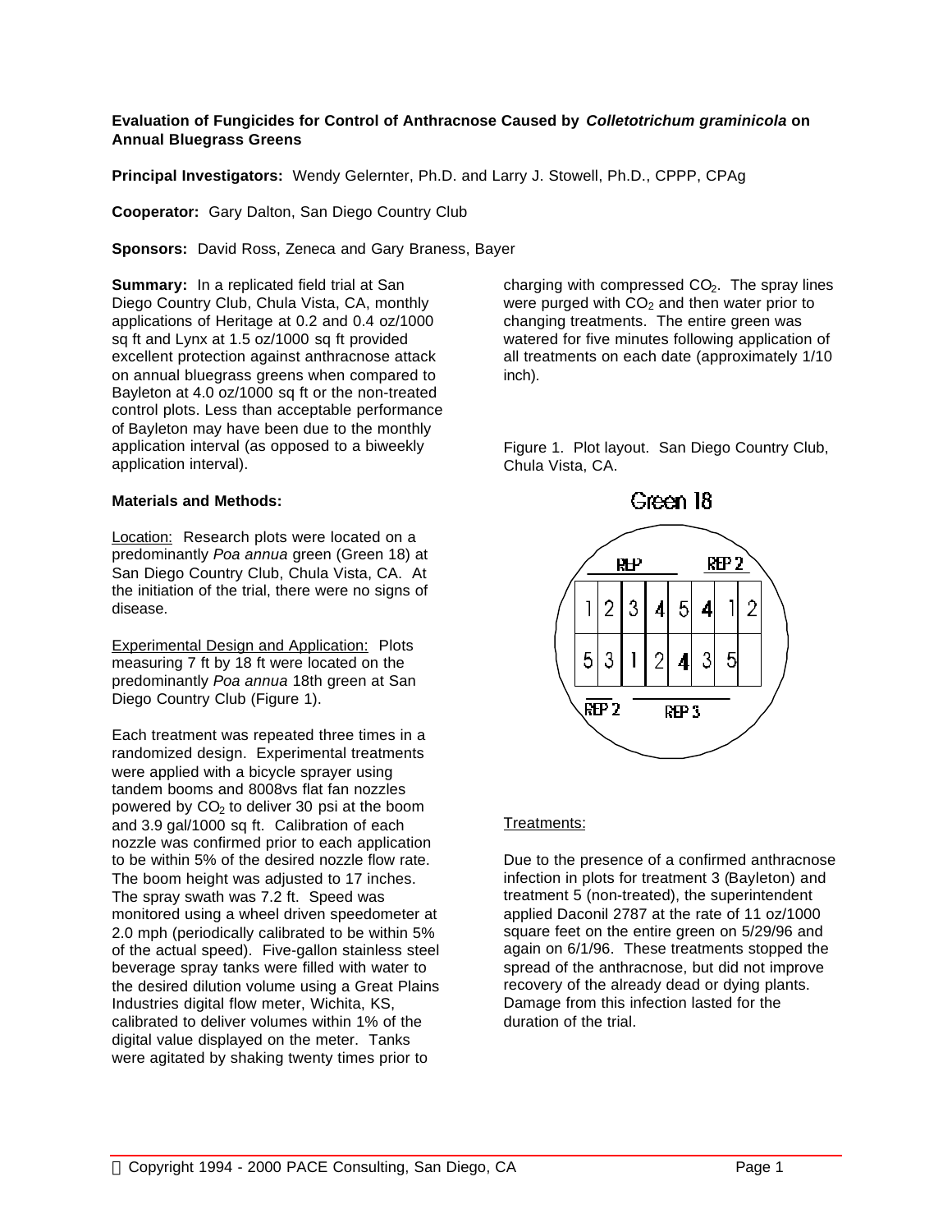**Evaluation of Fungicides for Control of Anthracnose Caused by *Colletotrichum graminicola* on Annual Bluegrass Greens**

**Principal Investigators:** Wendy Gelernter, Ph.D. and Larry J. Stowell, Ph.D., CPPP, CPAg

**Cooperator:** Gary Dalton, San Diego Country Club

**Sponsors:** David Ross, Zeneca and Gary Braness, Bayer

**Summary:** In a replicated field trial at San Diego Country Club, Chula Vista, CA, monthly applications of Heritage at 0.2 and 0.4 oz/1000 sq ft and Lynx at 1.5 oz/1000 sq ft provided excellent protection against anthracnose attack on annual bluegrass greens when compared to Bayleton at 4.0 oz/1000 sq ft or the non-treated control plots. Less than acceptable performance of Bayleton may have been due to the monthly application interval (as opposed to a biweekly application interval).

**Materials and Methods:**

Location: Research plots were located on a predominantly *Poa annua* green (Green 18) at San Diego Country Club, Chula Vista, CA. At the initiation of the trial, there were no signs of disease.

Experimental Design and Application: Plots measuring 7 ft by 18 ft were located on the predominantly *Poa annua* 18th green at San Diego Country Club (Figure 1).

Each treatment was repeated three times in a randomized design. Experimental treatments were applied with a bicycle sprayer using tandem booms and 8008vs flat fan nozzles powered by $CO_2$ to deliver 30 psi at the boom and 3.9 gal/1000 sq ft. Calibration of each nozzle was confirmed prior to each application to be within 5% of the desired nozzle flow rate. The boom height was adjusted to 17 inches. The spray swath was 7.2 ft. Speed was monitored using a wheel driven speedometer at 2.0 mph (periodically calibrated to be within 5% of the actual speed). Five-gallon stainless steel beverage spray tanks were filled with water to the desired dilution volume using a Great Plains Industries digital flow meter, Wichita, KS, calibrated to deliver volumes within 1% of the digital value displayed on the meter. Tanks were agitated by shaking twenty times prior to charging with compressed $CO_2$. The spray lines were purged with $CO_2$ and then water prior to changing treatments. The entire green was watered for five minutes following application of all treatments on each date (approximately 1/10 inch).

Figure 1. Plot layout. San Diego Country Club, Chula Vista, CA.

Green 18

| REP | | | | | REP 2 | | |
|---|---|---|---|---|---|---|---|
| 1 | 2 | 3 | 4 | 5 | 4 | 1 | 2 |
| 5 | 3 | 1 | 2 | 4 | 3 | 5 | |
| REP 2 | REP 3 | | | | | | |

Treatments:

Due to the presence of a confirmed anthracnose infection in plots for treatment 3 (Bayleton) and treatment 5 (non-treated), the superintendent applied Daconil 2787 at the rate of 11 oz/1000 square feet on the entire green on 5/29/96 and again on 6/1/96. These treatments stopped the spread of the anthracnose, but did not improve recovery of the already dead or dying plants. Damage from this infection lasted for the duration of the trial.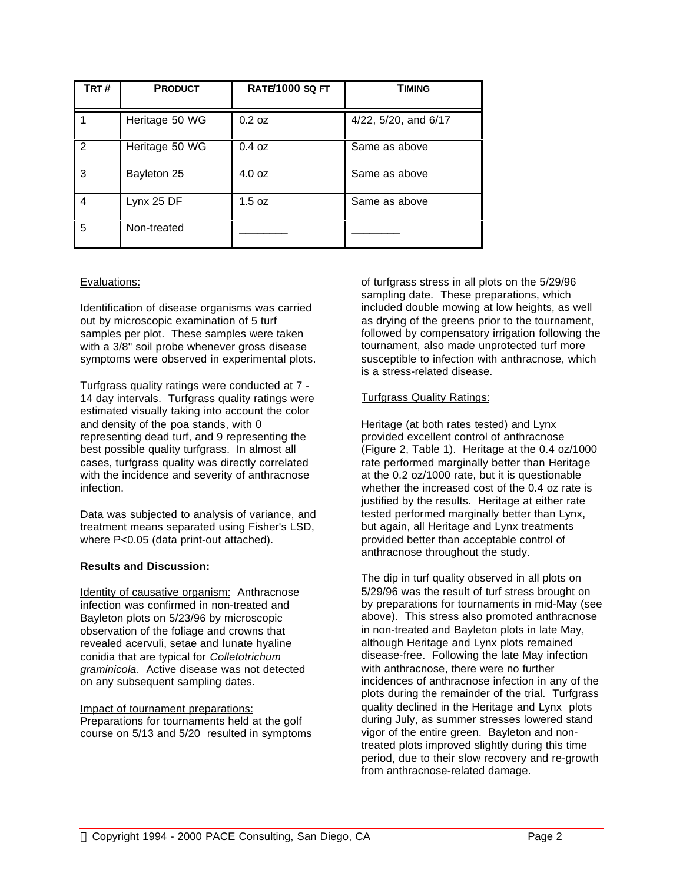| TRT # | PRODUCT | RATE/1000 SQ FT | TIMING |
|---|---|---|---|
| 1 | Heritage 50 WG | 0.2 oz | 4/22, 5/20, and 6/17 |
| 2 | Heritage 50 WG | 0.4 oz | Same as above |
| 3 | Bayleton 25 | 4.0 oz | Same as above |
| 4 | Lynx 25 DF | 1.5 oz | Same as above |
| 5 | Non-treated | ________ | ________ |

Evaluations:

Identification of disease organisms was carried out by microscopic examination of 5 turf samples per plot. These samples were taken with a 3/8" soil probe whenever gross disease symptoms were observed in experimental plots.

Turfgrass quality ratings were conducted at 7 - 14 day intervals. Turfgrass quality ratings were estimated visually taking into account the color and density of the poa stands, with 0 representing dead turf, and 9 representing the best possible quality turfgrass. In almost all cases, turfgrass quality was directly correlated with the incidence and severity of anthracnose infection.

Data was subjected to analysis of variance, and treatment means separated using Fisher's LSD, where $P<0.05$ (data print-out attached).

**Results and Discussion:**

Identity of causative organism: Anthracnose infection was confirmed in non-treated and Bayleton plots on 5/23/96 by microscopic observation of the foliage and crowns that revealed acervuli, setae and lunate hyaline conidia that are typical for *Colletotrichum graminicola*. Active disease was not detected on any subsequent sampling dates.

Impact of tournament preparations: Preparations for tournaments held at the golf course on 5/13 and 5/20 resulted in symptoms of turfgrass stress in all plots on the 5/29/96 sampling date. These preparations, which included double mowing at low heights, as well as drying of the greens prior to the tournament, followed by compensatory irrigation following the tournament, also made unprotected turf more susceptible to infection with anthracnose, which is a stress-related disease.

Turfgrass Quality Ratings:

Heritage (at both rates tested) and Lynx provided excellent control of anthracnose (Figure 2, Table 1). Heritage at the 0.4 oz/1000 rate performed marginally better than Heritage at the 0.2 oz/1000 rate, but it is questionable whether the increased cost of the 0.4 oz rate is justified by the results. Heritage at either rate tested performed marginally better than Lynx, but again, all Heritage and Lynx treatments provided better than acceptable control of anthracnose throughout the study.

The dip in turf quality observed in all plots on 5/29/96 was the result of turf stress brought on by preparations for tournaments in mid-May (see above). This stress also promoted anthracnose in non-treated and Bayleton plots in late May, although Heritage and Lynx plots remained disease-free. Following the late May infection with anthracnose, there were no further incidences of anthracnose infection in any of the plots during the remainder of the trial. Turfgrass quality declined in the Heritage and Lynx plots during July, as summer stresses lowered stand vigor of the entire green. Bayleton and non-treated plots improved slightly during this time period, due to their slow recovery and re-growth from anthracnose-related damage.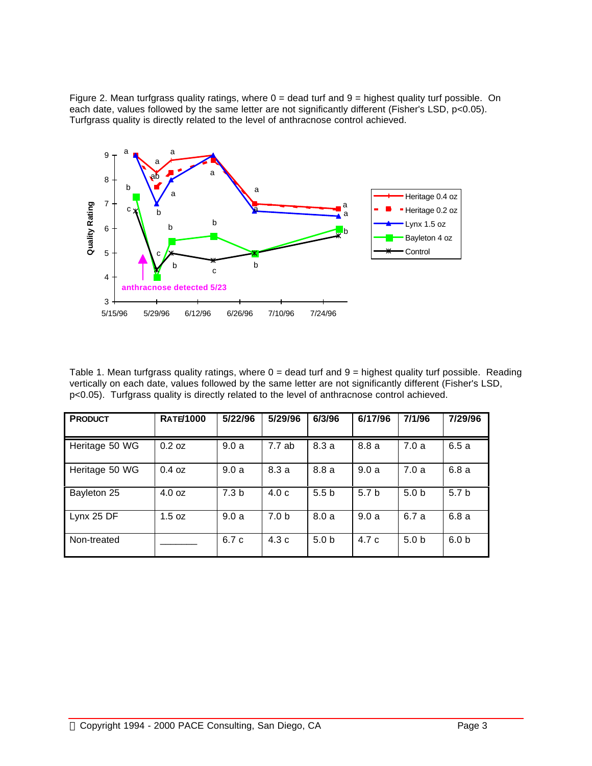Figure 2. Mean turfgrass quality ratings, where 0 = dead turf and 9 = highest quality turf possible. On each date, values followed by the same letter are not significantly different (Fisher's LSD, $p<0.05$). Turfgrass quality is directly related to the level of anthracnose control achieved.

Table 1. Mean turfgrass quality ratings, where 0 = dead turf and 9 = highest quality turf possible. Reading vertically on each date, values followed by the same letter are not significantly different (Fisher's LSD, $p<0.05$). Turfgrass quality is directly related to the level of anthracnose control achieved.

| PRODUCT | RATE/1000 | 5/22/96 | 5/29/96 | 6/3/96 | 6/17/96 | 7/1/96 | 7/29/96 |
|---|---|---|---|---|---|---|---|
| Heritage 50 WG | 0.2 oz | 9.0 a | 7.7 ab | 8.3 a | 8.8 a | 7.0 a | 6.5 a |
| Heritage 50 WG | 0.4 oz | 9.0 a | 8.3 a | 8.8 a | 9.0 a | 7.0 a | 6.8 a |
| Bayleton 25 | 4.0 oz | 7.3 b | 4.0 c | 5.5 b | 5.7 b | 5.0 b | 5.7 b |
| Lynx 25 DF | 1.5 oz | 9.0 a | 7.0 b | 8.0 a | 9.0 a | 6.7 a | 6.8 a |
| Non-treated | _______ | 6.7 c | 4.3 c | 5.0 b | 4.7 c | 5.0 b | 6.0 b |

© Copyright 1994 - 2000 PACE Consulting, San Diego, CA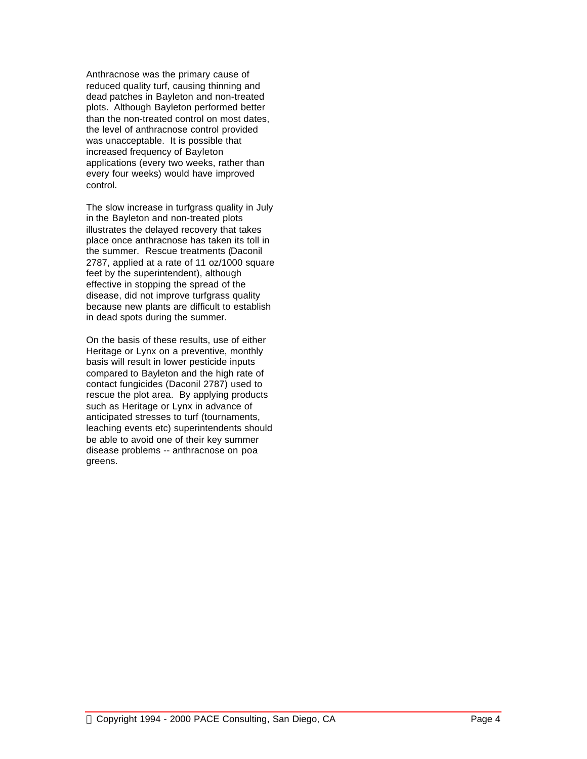Anthracnose was the primary cause of reduced quality turf, causing thinning and dead patches in Bayleton and non-treated plots. Although Bayleton performed better than the non-treated control on most dates, the level of anthracnose control provided was unacceptable. It is possible that increased frequency of Bayleton applications (every two weeks, rather than every four weeks) would have improved control.

The slow increase in turfgrass quality in July in the Bayleton and non-treated plots illustrates the delayed recovery that takes place once anthracnose has taken its toll in the summer. Rescue treatments (Daconil 2787, applied at a rate of 11 oz/1000 square feet by the superintendent), although effective in stopping the spread of the disease, did not improve turfgrass quality because new plants are difficult to establish in dead spots during the summer.

On the basis of these results, use of either Heritage or Lynx on a preventive, monthly basis will result in lower pesticide inputs compared to Bayleton and the high rate of contact fungicides (Daconil 2787) used to rescue the plot area. By applying products such as Heritage or Lynx in advance of anticipated stresses to turf (tournaments, leaching events etc) superintendents should be able to avoid one of their key summer disease problems -- anthracnose on poa greens.